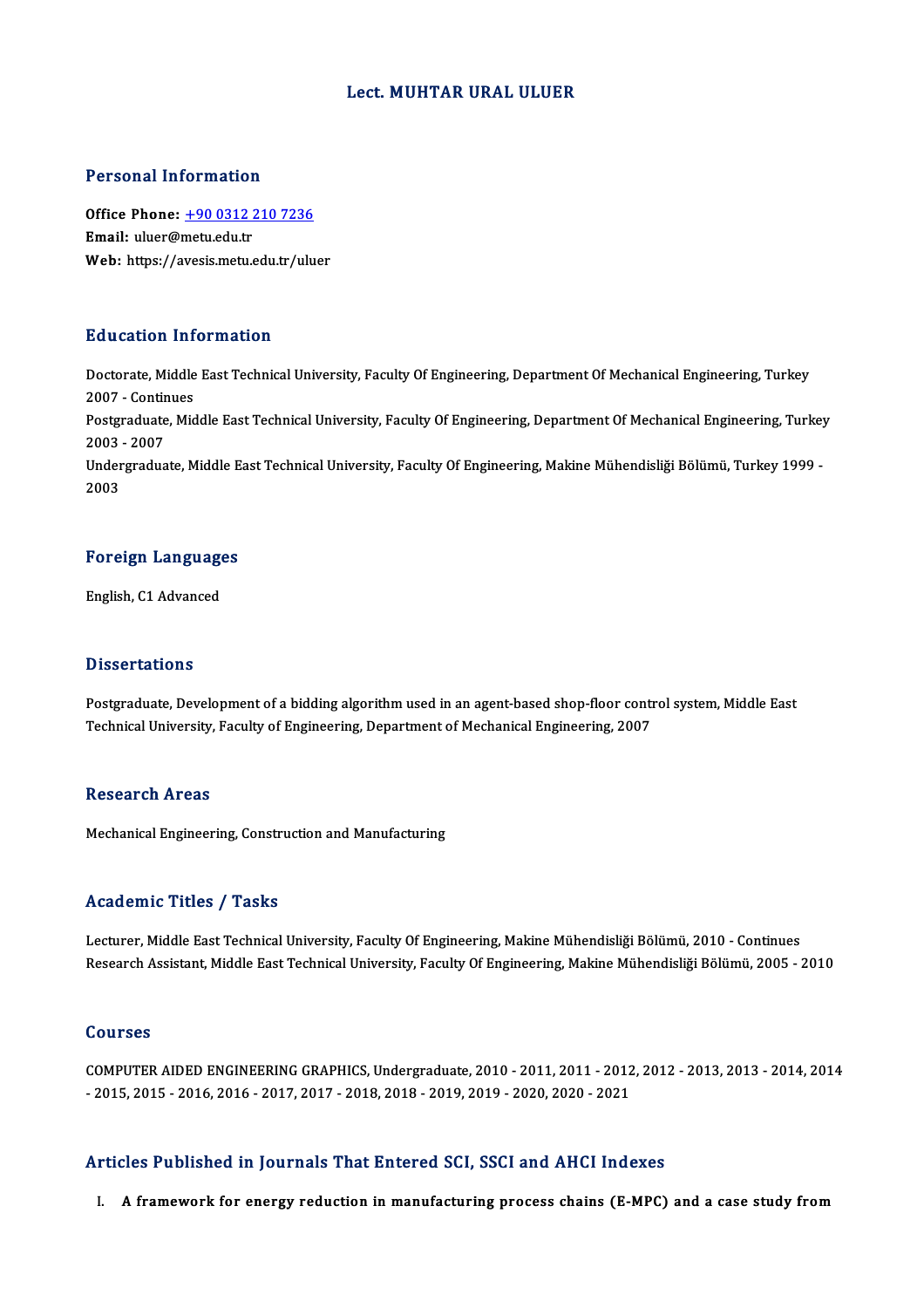# Lect. MUHTAR URAL ULUER

## Personal Information

**Office Phone:** [+90 0312 210 7236](tel:+90 0312 210 7236)
**Email:** uluer@metu.edu.tr
**Web:** https://avesis.metu.edu.tr/uluer

## Education Information

Doctorate, Middle East Technical University, Faculty Of Engineering, Department Of Mechanical Engineering, Turkey 2007 - Continues

Postgraduate, Middle East Technical University, Faculty Of Engineering, Department Of Mechanical Engineering, Turkey 2003 - 2007

Undergraduate, Middle East Technical University, Faculty Of Engineering, Makine Mühendisliği Bölümü, Turkey 1999 - 2003

## Foreign Languages

English, C1 Advanced

## Dissertations

Postgraduate, Development of a bidding algorithm used in an agent-based shop-floor control system, Middle East Technical University, Faculty of Engineering, Department of Mechanical Engineering, 2007

## Research Areas

Mechanical Engineering, Construction and Manufacturing

## Academic Titles / Tasks

Lecturer, Middle East Technical University, Faculty Of Engineering, Makine Mühendisliği Bölümü, 2010 - Continues

Research Assistant, Middle East Technical University, Faculty Of Engineering, Makine Mühendisliği Bölümü, 2005 - 2010

## Courses

COMPUTER AIDED ENGINEERING GRAPHICS, Undergraduate, 2010 - 2011, 2011 - 2012, 2012 - 2013, 2013 - 2014, 2014 - 2015, 2015 - 2016, 2016 - 2017, 2017 - 2018, 2018 - 2019, 2019 - 2020, 2020 - 2021

## Articles Published in Journals That Entered SCI, SSCI and AHCI Indexes

I. **A framework for energy reduction in manufacturing process chains (E-MPC) and a case study from**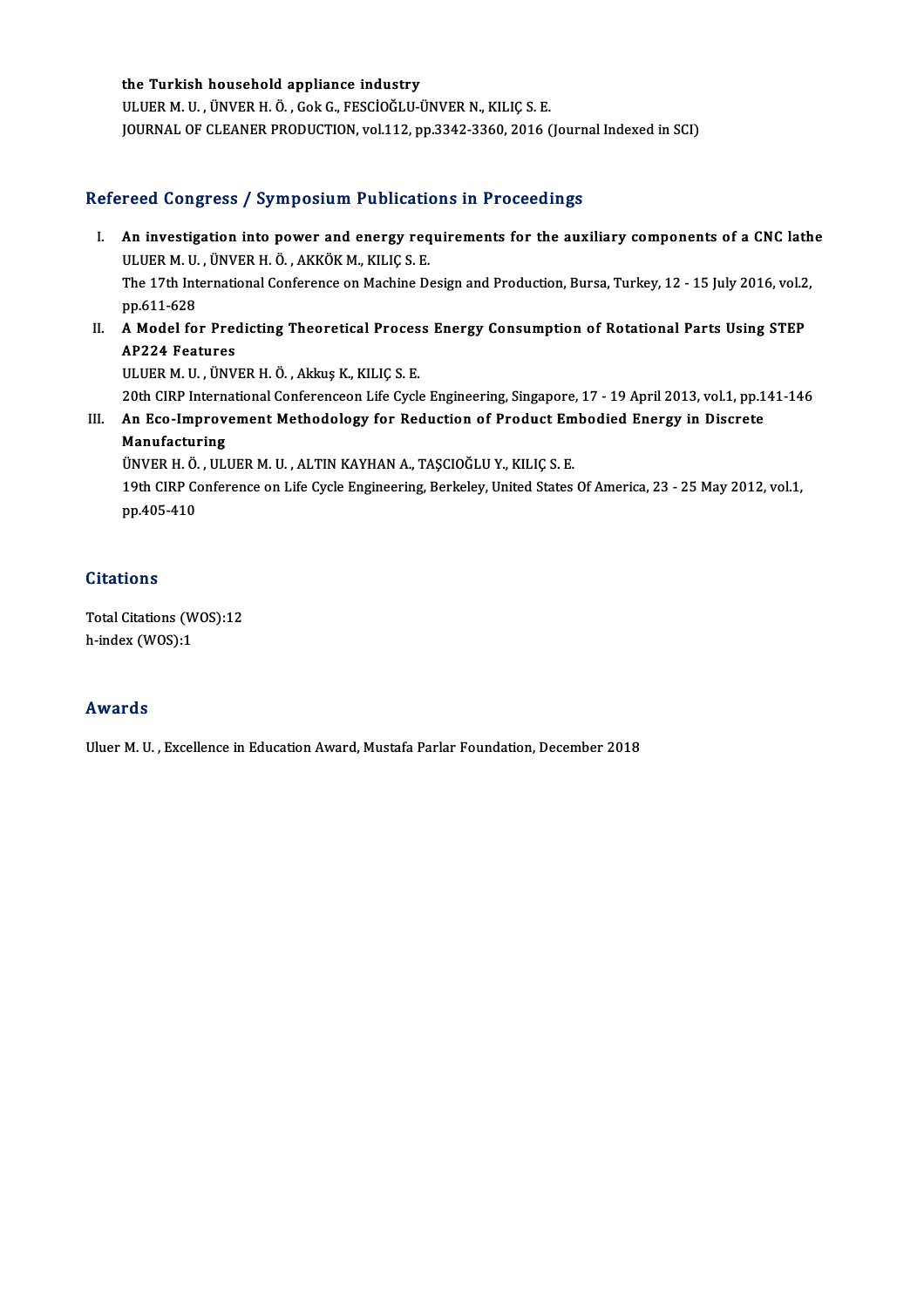the Turkish household appliance industry
ULUER M. U. , ÜNVER H. Ö. , Gok G., FESCİOĞLU-ÜNVER N., KILIÇ S. E.
JOURNAL OF CLEANER PRODUCTION, vol.112, pp.3342-3360, 2016 (Journal Indexed in SCI)

## Refereed Congress / Symposium Publications in Proceedings

I. **An investigation into power and energy requirements for the auxiliary components of a CNC lathe**
ULUER M. U. , ÜNVER H. Ö. , AKKÖK M., KILIÇ S. E.
The 17th International Conference on Machine Design and Production, Bursa, Turkey, 12 - 15 July 2016, vol.2, pp.611-628

II. **A Model for Predicting Theoretical Process Energy Consumption of Rotational Parts Using STEP AP224 Features**
ULUER M. U. , ÜNVER H. Ö. , Akkuş K., KILIÇ S. E.
20th CIRP International Conferenceon Life Cycle Engineering, Singapore, 17 - 19 April 2013, vol.1, pp.141-146

III. **An Eco-Improvement Methodology for Reduction of Product Embodied Energy in Discrete Manufacturing**
ÜNVER H. Ö. , ULUER M. U. , ALTIN KAYHAN A., TAŞCIOĞLU Y., KILIÇ S. E.
19th CIRP Conference on Life Cycle Engineering, Berkeley, United States Of America, 23 - 25 May 2012, vol.1, pp.405-410

## Citations

Total Citations (WOS):12
h-index (WOS):1

## Awards

Uluer M. U. , Excellence in Education Award, Mustafa Parlar Foundation, December 2018